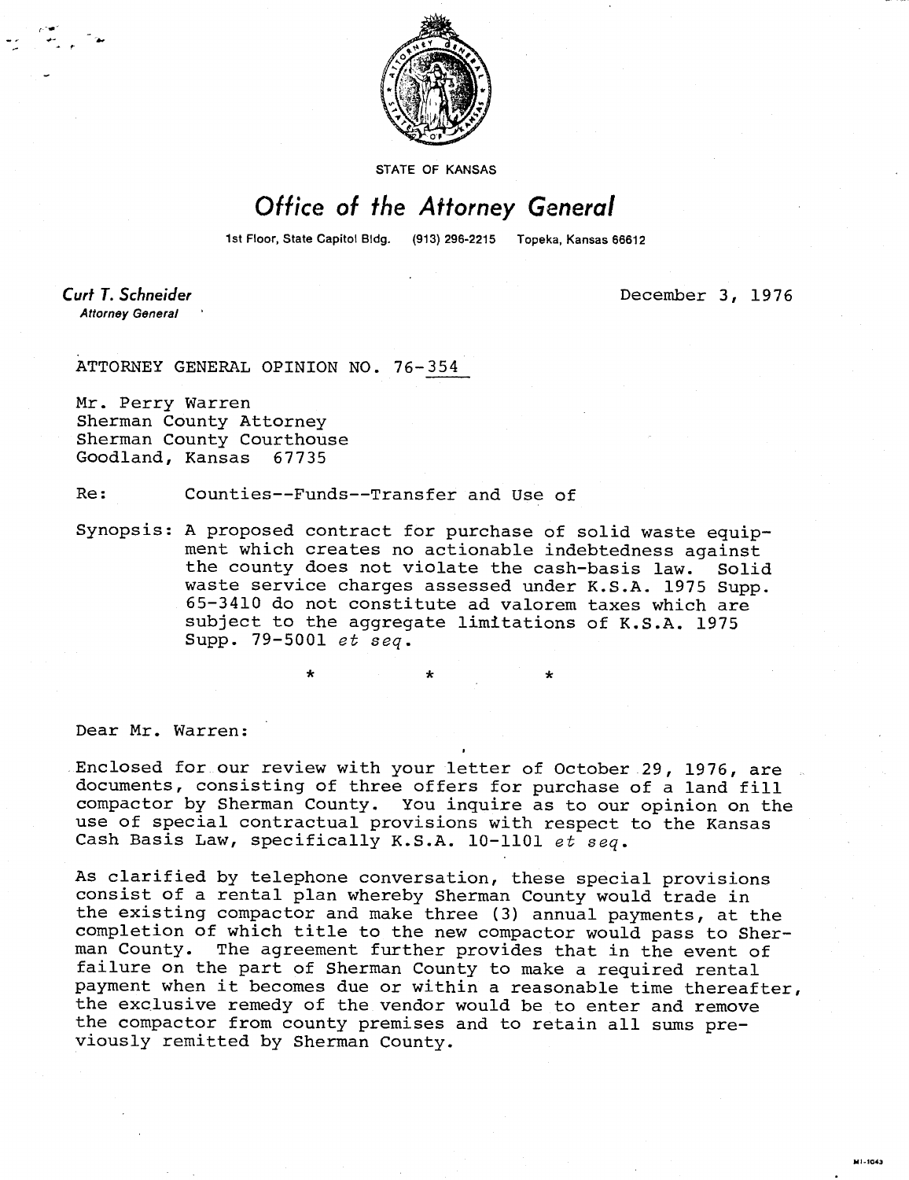STATE OF KANSAS

# Office of the Attorney General

1st Floor, State Capitol Bldg. (913) 296-2215 Topeka, Kansas 66612

**Curt T. Schneider**
*Attorney General*

December 3, 1976

ATTORNEY GENERAL OPINION NO. 76-354

Mr. Perry Warren
Sherman County Attorney
Sherman County Courthouse
Goodland, Kansas 67735

Re: Counties--Funds--Transfer and Use of

Synopsis: A proposed contract for purchase of solid waste equipment which creates no actionable indebtedness against the county does not violate the cash-basis law. Solid waste service charges assessed under K.S.A. 1975 Supp. 65-3410 do not constitute ad valorem taxes which are subject to the aggregate limitations of K.S.A. 1975 Supp. 79-5001 *et seq.*

\*　　\*　　\*

Dear Mr. Warren:

Enclosed for our review with your letter of October 29, 1976, are documents, consisting of three offers for purchase of a land fill compactor by Sherman County. You inquire as to our opinion on the use of special contractual provisions with respect to the Kansas Cash Basis Law, specifically K.S.A. 10-1101 *et seq.*

As clarified by telephone conversation, these special provisions consist of a rental plan whereby Sherman County would trade in the existing compactor and make three (3) annual payments, at the completion of which title to the new compactor would pass to Sherman County. The agreement further provides that in the event of failure on the part of Sherman County to make a required rental payment when it becomes due or within a reasonable time thereafter, the exclusive remedy of the vendor would be to enter and remove the compactor from county premises and to retain all sums previously remitted by Sherman County.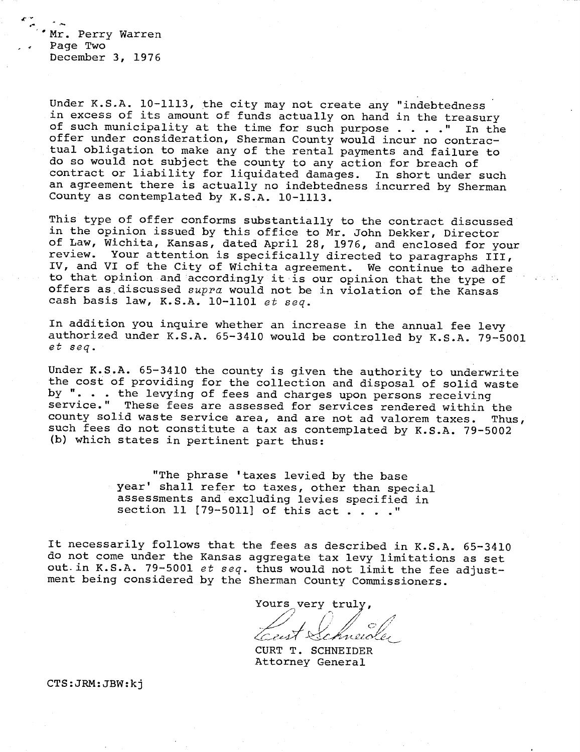Under K.S.A. 10-1113, the city may not create any "indebtedness in excess of its amount of funds actually on hand in the treasury of such municipality at the time for such purpose . . . ." In the offer under consideration, Sherman County would incur no contractual obligation to make any of the rental payments and failure to do so would not subject the county to any action for breach of contract or liability for liquidated damages. In short under such an agreement there is actually no indebtedness incurred by Sherman County as contemplated by K.S.A. 10-1113.

This type of offer conforms substantially to the contract discussed in the opinion issued by this office to Mr. John Dekker, Director of Law, Wichita, Kansas, dated April 28, 1976, and enclosed for your review. Your attention is specifically directed to paragraphs III, IV, and VI of the City of Wichita agreement. We continue to adhere to that opinion and accordingly it is our opinion that the type of offers as discussed *supra* would not be in violation of the Kansas cash basis law, K.S.A. 10-1101 *et seq.*

In addition you inquire whether an increase in the annual fee levy authorized under K.S.A. 65-3410 would be controlled by K.S.A. 79-5001 *et seq.*

Under K.S.A. 65-3410 the county is given the authority to underwrite the cost of providing for the collection and disposal of solid waste by ". . . the levying of fees and charges upon persons receiving service." These fees are assessed for services rendered within the county solid waste service area, and are not ad valorem taxes. Thus, such fees do not constitute a tax as contemplated by K.S.A. 79-5002 (b) which states in pertinent part thus:

> "The phrase 'taxes levied by the base year' shall refer to taxes, other than special assessments and excluding levies specified in section 11 [79-5011] of this act . . . ."

It necessarily follows that the fees as described in K.S.A. 65-3410 do not come under the Kansas aggregate tax levy limitations as set out in K.S.A. 79-5001 *et seq.* thus would not limit the fee adjustment being considered by the Sherman County Commissioners.

Yours very truly,

Curt Schneider

CURT T. SCHNEIDER
Attorney General

CTS:JRM:JBW:kj